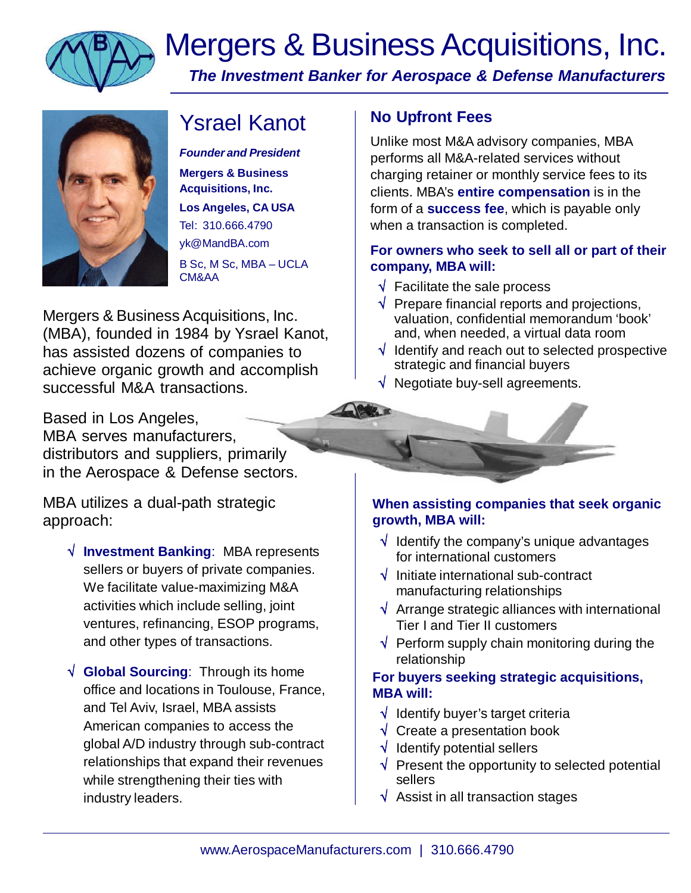# Mergers & Business Acquisitions, Inc.

***The Investment Banker for Aerospace & Defense Manufacturers***

## Ysrael Kanot

***Founder and President***

**Mergers & Business Acquisitions, Inc.**

**Los Angeles, CA USA**

Tel: 310.666.4790

yk@MandBA.com

B Sc, M Sc, MBA – UCLA
CM&AA

Mergers & Business Acquisitions, Inc. (MBA), founded in 1984 by Ysrael Kanot, has assisted dozens of companies to achieve organic growth and accomplish successful M&A transactions.

Based in Los Angeles, MBA serves manufacturers, distributors and suppliers, primarily in the Aerospace & Defense sectors.

MBA utilizes a dual-path strategic approach:

- √ **Investment Banking**: MBA represents sellers or buyers of private companies. We facilitate value-maximizing M&A activities which include selling, joint ventures, refinancing, ESOP programs, and other types of transactions.
- √ **Global Sourcing**: Through its home office and locations in Toulouse, France, and Tel Aviv, Israel, MBA assists American companies to access the global A/D industry through sub-contract relationships that expand their revenues while strengthening their ties with industry leaders.

### No Upfront Fees

Unlike most M&A advisory companies, MBA performs all M&A-related services without charging retainer or monthly service fees to its clients. MBA's **entire compensation** is in the form of a **success fee**, which is payable only when a transaction is completed.

**For owners who seek to sell all or part of their company, MBA will:**

- √ Facilitate the sale process
- √ Prepare financial reports and projections, valuation, confidential memorandum 'book' and, when needed, a virtual data room
- √ Identify and reach out to selected prospective strategic and financial buyers
- √ Negotiate buy-sell agreements.

**When assisting companies that seek organic growth, MBA will:**

- √ Identify the company's unique advantages for international customers
- √ Initiate international sub-contract manufacturing relationships
- √ Arrange strategic alliances with international Tier I and Tier II customers
- √ Perform supply chain monitoring during the relationship

**For buyers seeking strategic acquisitions, MBA will:**

- √ Identify buyer's target criteria
- √ Create a presentation book
- √ Identify potential sellers
- √ Present the opportunity to selected potential sellers
- √ Assist in all transaction stages

www.AerospaceManufacturers.com | 310.666.4790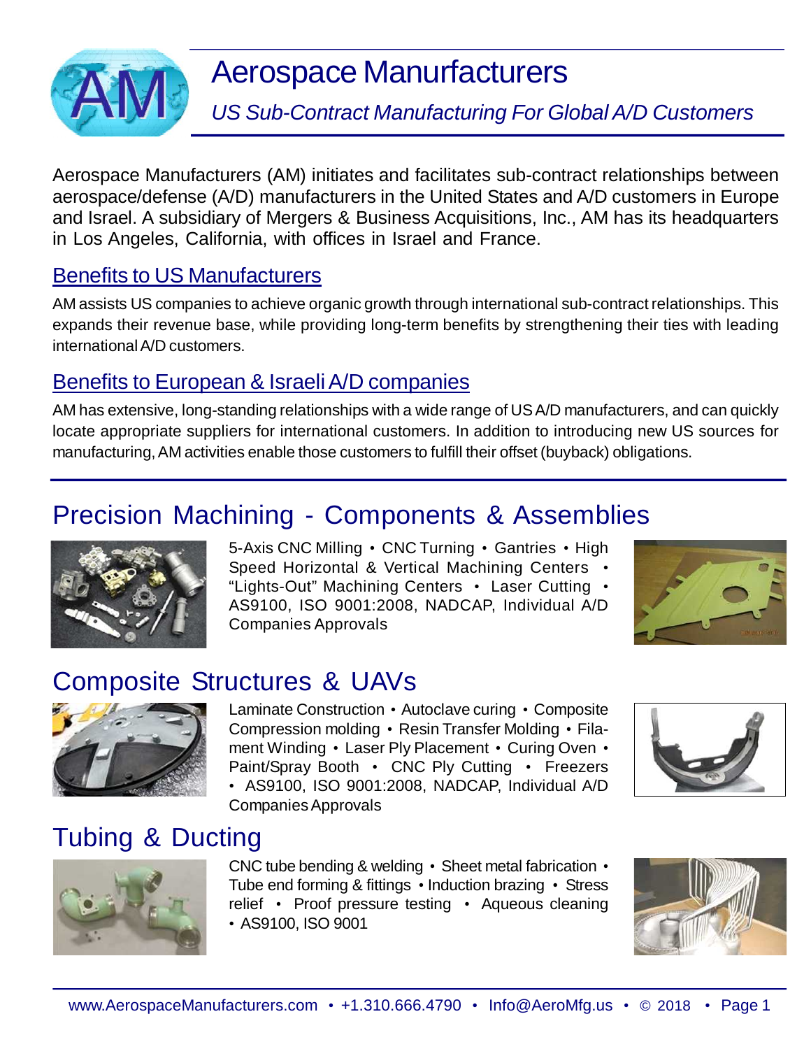# Aerospace Manurfacturers

*US Sub-Contract Manufacturing For Global A/D Customers*

Aerospace Manufacturers (AM) initiates and facilitates sub-contract relationships between aerospace/defense (A/D) manufacturers in the United States and A/D customers in Europe and Israel. A subsidiary of Mergers & Business Acquisitions, Inc., AM has its headquarters in Los Angeles, California, with offices in Israel and France.

## Benefits to US Manufacturers

AM assists US companies to achieve organic growth through international sub-contract relationships. This expands their revenue base, while providing long-term benefits by strengthening their ties with leading international A/D customers.

## Benefits to European & Israeli A/D companies

AM has extensive, long-standing relationships with a wide range of US A/D manufacturers, and can quickly locate appropriate suppliers for international customers. In addition to introducing new US sources for manufacturing, AM activities enable those customers to fulfill their offset (buyback) obligations.

## Precision Machining - Components & Assemblies

5-Axis CNC Milling • CNC Turning • Gantries • High Speed Horizontal & Vertical Machining Centers • "Lights-Out" Machining Centers • Laser Cutting • AS9100, ISO 9001:2008, NADCAP, Individual A/D Companies Approvals

## Composite Structures & UAVs

Laminate Construction • Autoclave curing • Composite Compression molding • Resin Transfer Molding • Filament Winding • Laser Ply Placement • Curing Oven • Paint/Spray Booth • CNC Ply Cutting • Freezers • AS9100, ISO 9001:2008, NADCAP, Individual A/D Companies Approvals

## Tubing & Ducting

CNC tube bending & welding • Sheet metal fabrication • Tube end forming & fittings • Induction brazing • Stress relief • Proof pressure testing • Aqueous cleaning • AS9100, ISO 9001

www.AerospaceManufacturers.com • +1.310.666.4790 • Info@AeroMfg.us • © 2018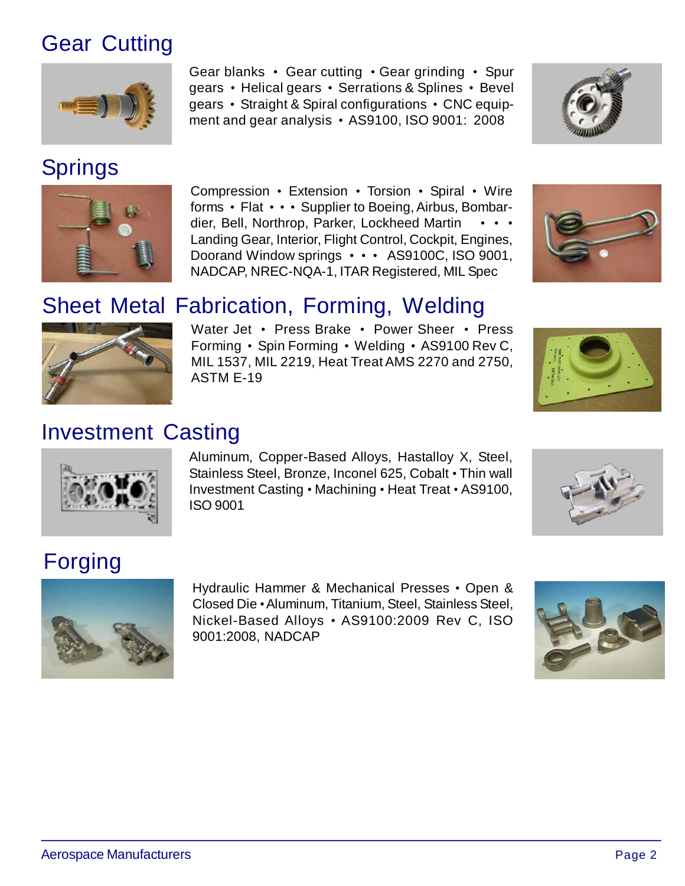## Gear Cutting

Gear blanks • Gear cutting • Gear grinding • Spur gears • Helical gears • Serrations & Splines • Bevel gears • Straight & Spiral configurations • CNC equipment and gear analysis • AS9100, ISO 9001: 2008

## Springs

Compression • Extension • Torsion • Spiral • Wire forms • Flat • • • Supplier to Boeing, Airbus, Bombardier, Bell, Northrop, Parker, Lockheed Martin • • • Landing Gear, Interior, Flight Control, Cockpit, Engines, Doorand Window springs • • • AS9100C, ISO 9001, NADCAP, NREC-NQA-1, ITAR Registered, MIL Spec

## Sheet Metal Fabrication, Forming, Welding

Water Jet • Press Brake • Power Sheer • Press Forming • Spin Forming • Welding • AS9100 Rev C, MIL 1537, MIL 2219, Heat Treat AMS 2270 and 2750, ASTM E-19

## Investment Casting

Aluminum, Copper-Based Alloys, Hastalloy X, Steel, Stainless Steel, Bronze, Inconel 625, Cobalt • Thin wall Investment Casting • Machining • Heat Treat • AS9100, ISO 9001

## Forging

Hydraulic Hammer & Mechanical Presses • Open & Closed Die • Aluminum, Titanium, Steel, Stainless Steel, Nickel-Based Alloys • AS9100:2009 Rev C, ISO 9001:2008, NADCAP